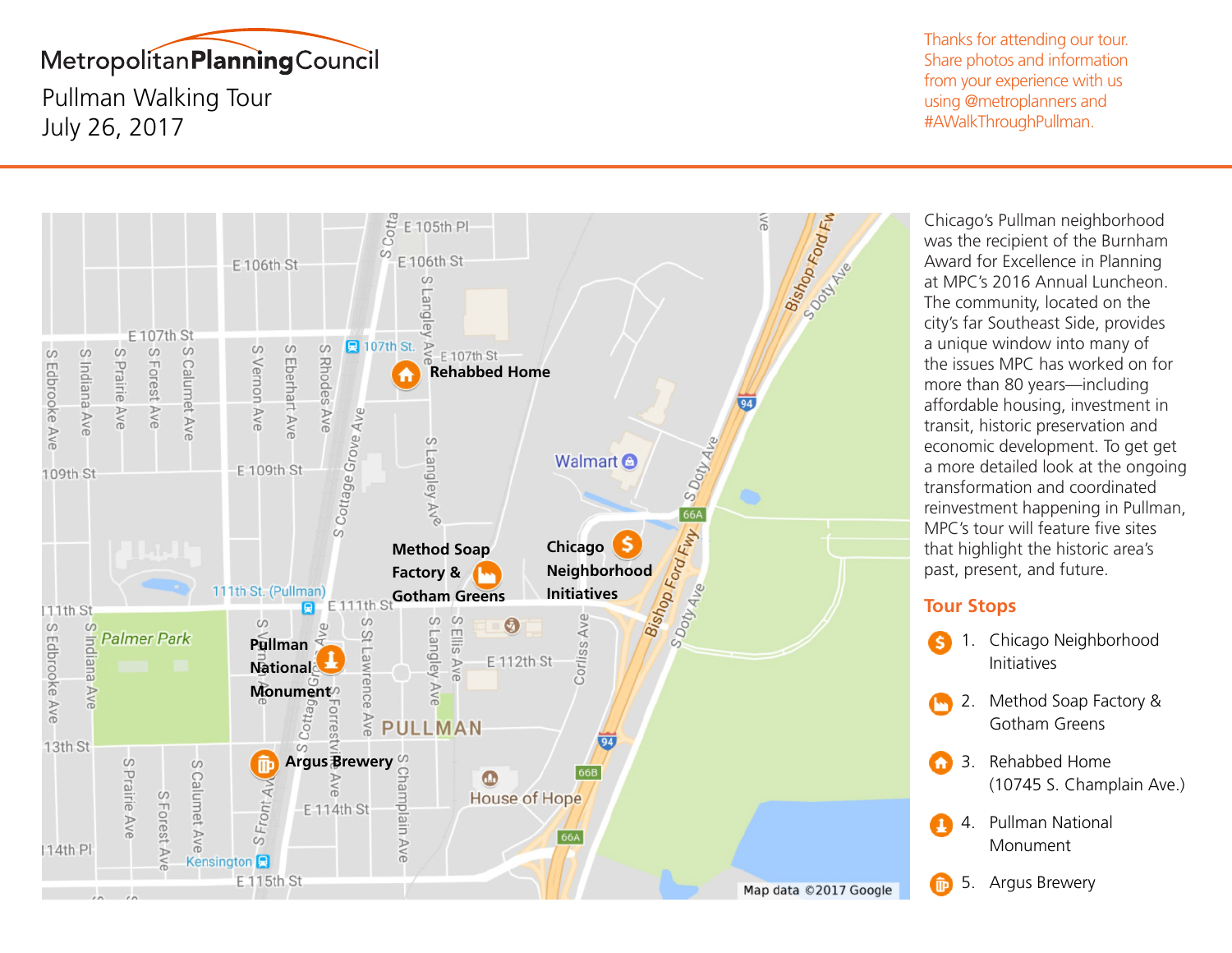# Metropolitan Planning Council

## Pullman Walking Tour
July 26, 2017

Thanks for attending our tour. Share photos and information from your experience with us using @metroplanners and #AWalkThroughPullman.

Chicago's Pullman neighborhood was the recipient of the Burnham Award for Excellence in Planning at MPC's 2016 Annual Luncheon. The community, located on the city's far Southeast Side, provides a unique window into many of the issues MPC has worked on for more than 80 years—including affordable housing, investment in transit, historic preservation and economic development. To get get a more detailed look at the ongoing transformation and coordinated reinvestment happening in Pullman, MPC's tour will feature five sites that highlight the historic area's past, present, and future.

### Tour Stops

1. Chicago Neighborhood Initiatives
2. Method Soap Factory & Gotham Greens
3. Rehabbed Home (10745 S. Champlain Ave.)
4. Pullman National Monument
5. Argus Brewery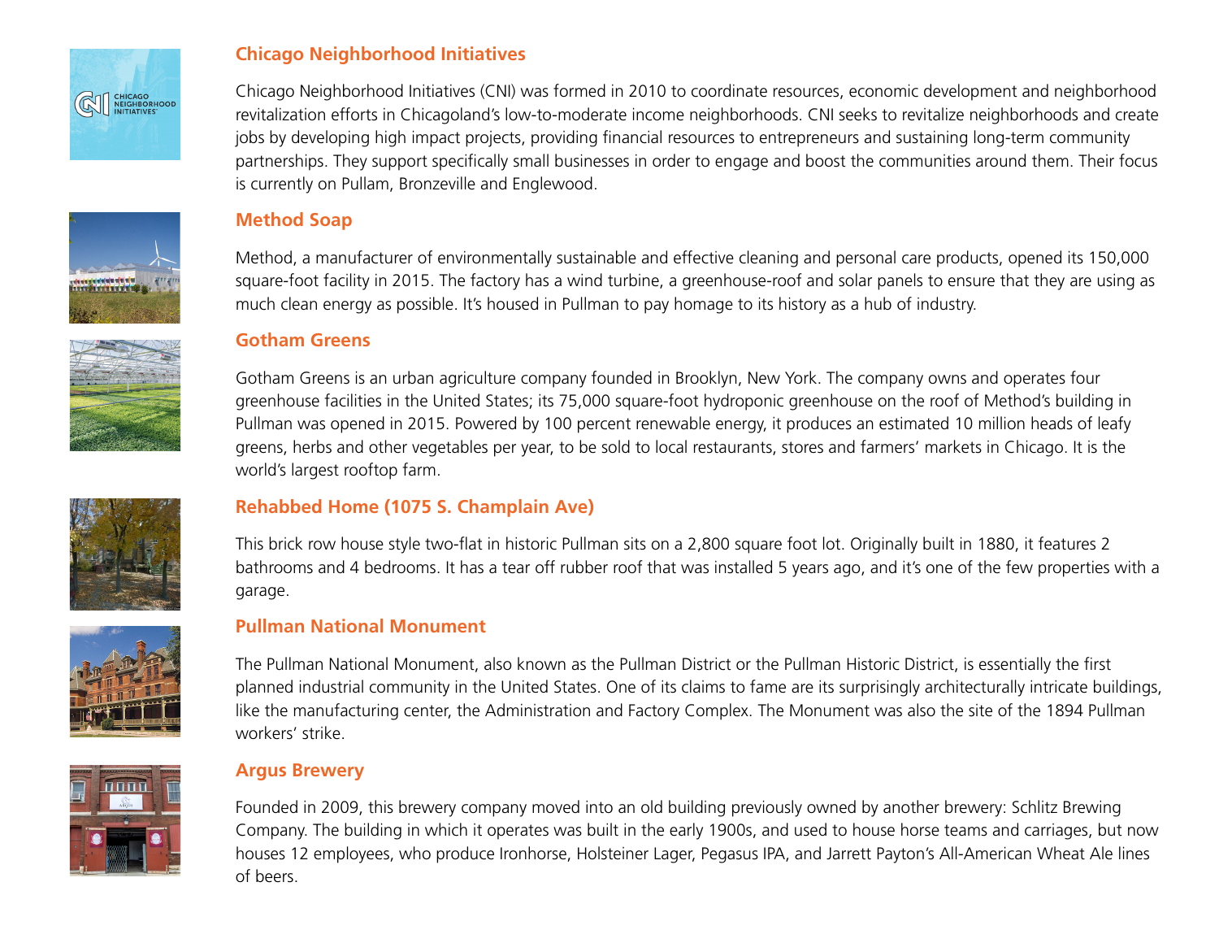## Chicago Neighborhood Initiatives

Chicago Neighborhood Initiatives (CNI) was formed in 2010 to coordinate resources, economic development and neighborhood revitalization efforts in Chicagoland's low-to-moderate income neighborhoods. CNI seeks to revitalize neighborhoods and create jobs by developing high impact projects, providing financial resources to entrepreneurs and sustaining long-term community partnerships. They support specifically small businesses in order to engage and boost the communities around them. Their focus is currently on Pullam, Bronzeville and Englewood.

## Method Soap

Method, a manufacturer of environmentally sustainable and effective cleaning and personal care products, opened its 150,000 square-foot facility in 2015. The factory has a wind turbine, a greenhouse-roof and solar panels to ensure that they are using as much clean energy as possible. It's housed in Pullman to pay homage to its history as a hub of industry.

## Gotham Greens

Gotham Greens is an urban agriculture company founded in Brooklyn, New York. The company owns and operates four greenhouse facilities in the United States; its 75,000 square-foot hydroponic greenhouse on the roof of Method's building in Pullman was opened in 2015. Powered by 100 percent renewable energy, it produces an estimated 10 million heads of leafy greens, herbs and other vegetables per year, to be sold to local restaurants, stores and farmers' markets in Chicago. It is the world's largest rooftop farm.

## Rehabbed Home (1075 S. Champlain Ave)

This brick row house style two-flat in historic Pullman sits on a 2,800 square foot lot. Originally built in 1880, it features 2 bathrooms and 4 bedrooms. It has a tear off rubber roof that was installed 5 years ago, and it's one of the few properties with a garage.

## Pullman National Monument

The Pullman National Monument, also known as the Pullman District or the Pullman Historic District, is essentially the first planned industrial community in the United States. One of its claims to fame are its surprisingly architecturally intricate buildings, like the manufacturing center, the Administration and Factory Complex. The Monument was also the site of the 1894 Pullman workers' strike.

## Argus Brewery

Founded in 2009, this brewery company moved into an old building previously owned by another brewery: Schlitz Brewing Company. The building in which it operates was built in the early 1900s, and used to house horse teams and carriages, but now houses 12 employees, who produce Ironhorse, Holsteiner Lager, Pegasus IPA, and Jarrett Payton's All-American Wheat Ale lines of beers.